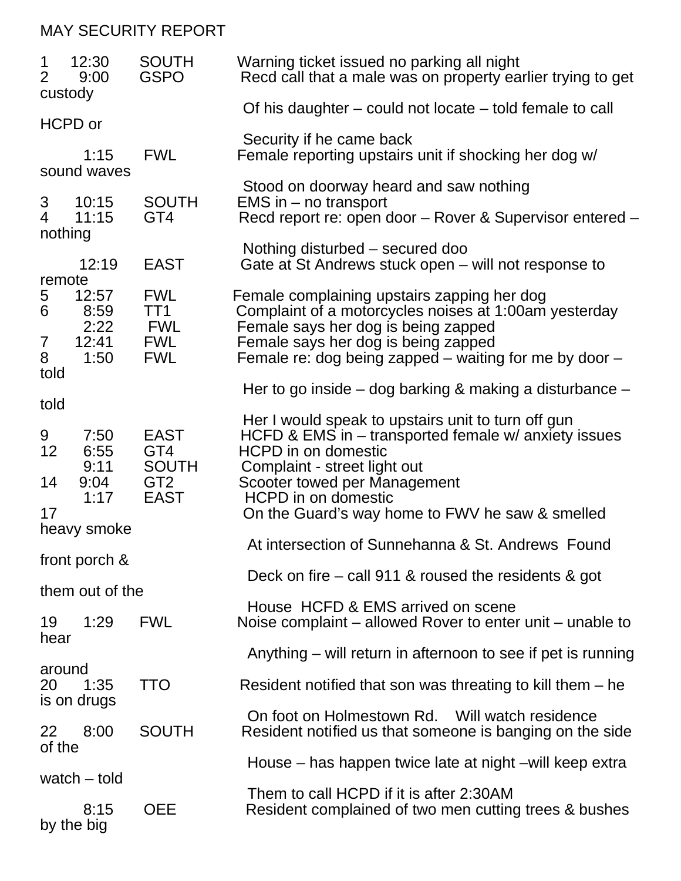MAY SECURITY REPORT

| Day | Time | Location | Report |
|---|---|---|---|
| 1 | 12:30 | SOUTH | Warning ticket issued no parking all night |
| 2 | 9:00 | GSPO | Recd call that a male was on property earlier trying to get custody Of his daughter – could not locate – told female to call HCPD or Security if he came back |
| | 1:15 | FWL | Female reporting upstairs unit if shocking her dog w/ sound waves Stood on doorway heard and saw nothing |
| 3 | 10:15 | SOUTH | EMS in – no transport |
| 4 | 11:15 | GT4 | Recd report re: open door – Rover & Supervisor entered – nothing Nothing disturbed – secured doo |
| | 12:19 | EAST | Gate at St Andrews stuck open – will not response to remote |
| 5 | 12:57 | FWL | Female complaining upstairs zapping her dog |
| 6 | 8:59 | TT1 | Complaint of a motorcycles noises at 1:00am yesterday |
| | 2:22 | FWL | Female says her dog is being zapped |
| 7 | 12:41 | FWL | Female says her dog is being zapped |
| 8 | 1:50 | FWL | Female re: dog being zapped – waiting for me by door – told Her to go inside – dog barking & making a disturbance – told Her I would speak to upstairs unit to turn off gun |
| 9 | 7:50 | EAST | HCFD & EMS in – transported female w/ anxiety issues |
| 12 | 6:55 | GT4 | HCPD in on domestic |
| | 9:11 | SOUTH | Complaint - street light out |
| 14 | 9:04 | GT2 | Scooter towed per Management |
| | 1:17 | EAST | HCPD in on domestic |
| 17 | | | On the Guard's way home to FWV he saw & smelled heavy smoke At intersection of Sunnehanna & St. Andrews Found front porch & Deck on fire – call 911 & roused the residents & got them out of the House HCFD & EMS arrived on scene |
| 19 | 1:29 | FWL | Noise complaint – allowed Rover to enter unit – unable to hear Anything – will return in afternoon to see if pet is running around |
| 20 | 1:35 | TTO | Resident notified that son was threating to kill them – he is on drugs On foot on Holmestown Rd. Will watch residence |
| 22 | 8:00 | SOUTH | Resident notified us that someone is banging on the side of the House – has happen twice late at night –will keep extra watch – told Them to call HCPD if it is after 2:30AM |
| | 8:15 | OEE | Resident complained of two men cutting trees & bushes by the big |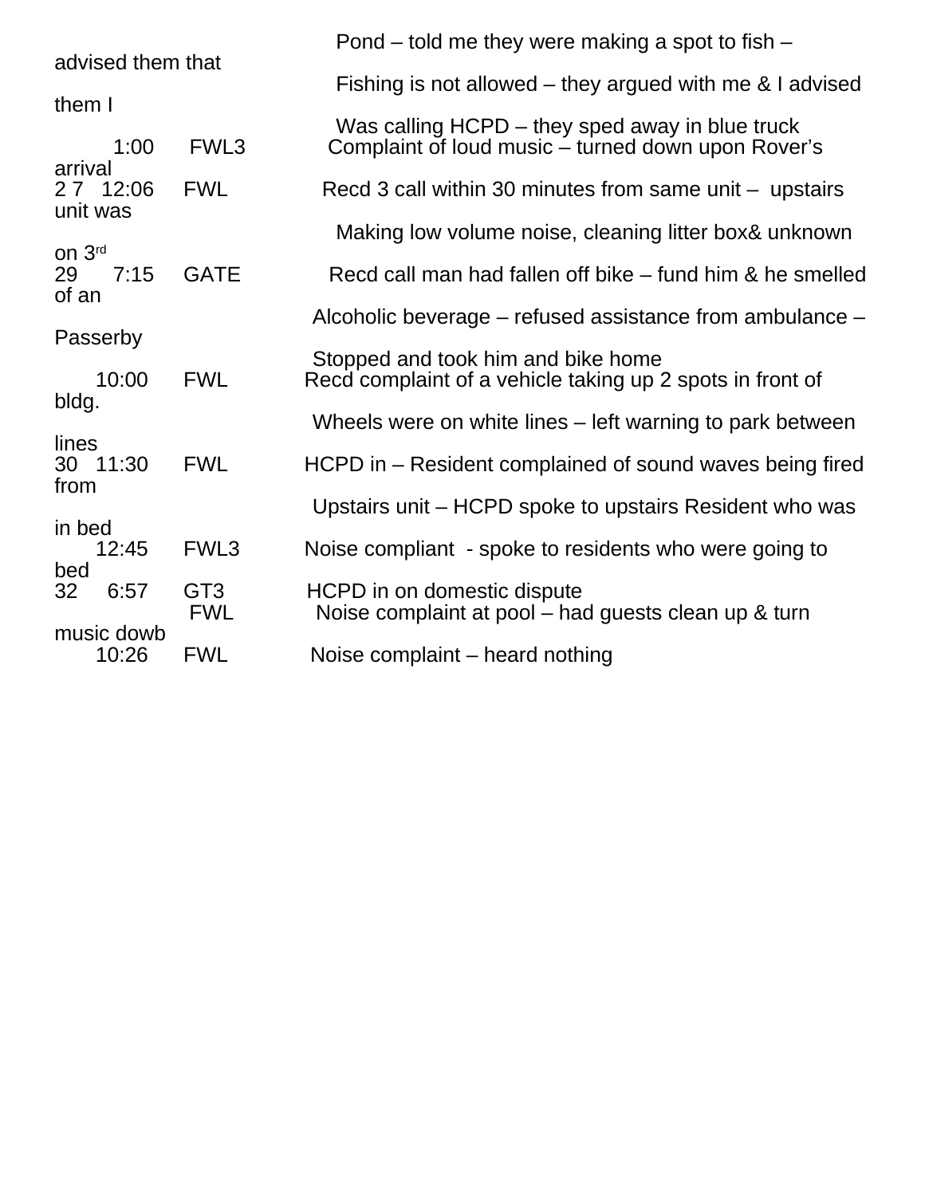| Day | Time | Code | Description |
|---|---|---|---|
| | | | Pond – told me they were making a spot to fish – advised them that Fishing is not allowed – they argued with me & I advised them I Was calling HCPD – they sped away in blue truck |
| | 1:00 | FWL3 | Complaint of loud music – turned down upon Rover's arrival |
| 2 7 | 12:06 | FWL | Recd 3 call within 30 minutes from same unit – upstairs unit was Making low volume noise, cleaning litter box& unknown on 3rd |
| 29 | 7:15 | GATE | Recd call man had fallen off bike – fund him & he smelled of an Alcoholic beverage – refused assistance from ambulance – Passerby Stopped and took him and bike home |
| | 10:00 | FWL | Recd complaint of a vehicle taking up 2 spots in front of bldg. Wheels were on white lines – left warning to park between lines |
| 30 | 11:30 | FWL | HCPD in – Resident complained of sound waves being fired from Upstairs unit – HCPD spoke to upstairs Resident who was in bed |
| | 12:45 | FWL3 | Noise compliant - spoke to residents who were going to bed |
| 32 | 6:57 | GT3 | HCPD in on domestic dispute |
| | | FWL | Noise complaint at pool – had guests clean up & turn music dowb |
| | 10:26 | FWL | Noise complaint – heard nothing |